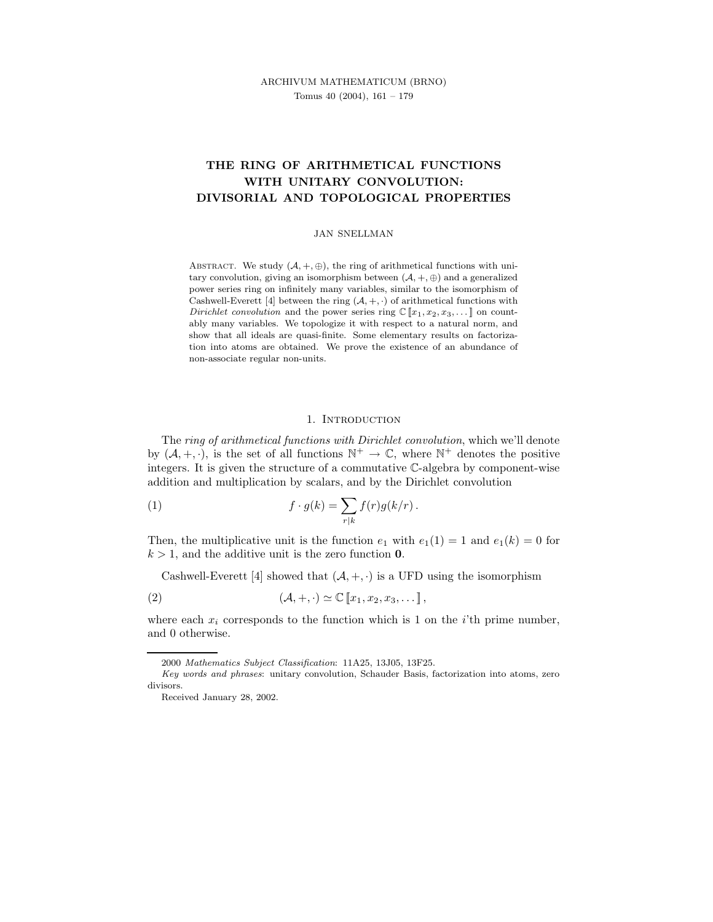# THE RING OF ARITHMETICAL FUNCTIONS WITH UNITARY CONVOLUTION: DIVISORIAL AND TOPOLOGICAL PROPERTIES

JAN SNELLMAN

Abstract. We study $(\mathcal{A}, +, \oplus)$, the ring of arithmetical functions with unitary convolution, giving an isomorphism between $(\mathcal{A}, +, \oplus)$ and a generalized power series ring on infinitely many variables, similar to the isomorphism of Cashwell-Everett [4] between the ring $(\mathcal{A}, +, \cdot)$ of arithmetical functions with *Dirichlet convolution* and the power series ring $\mathbb{C}[\![x_1, x_2, x_3, \dots]\!]$ on countably many variables. We topologize it with respect to a natural norm, and show that all ideals are quasi-finite. Some elementary results on factorization into atoms are obtained. We prove the existence of an abundance of non-associate regular non-units.

## 1. Introduction

The *ring of arithmetical functions with Dirichlet convolution*, which we'll denote by $(\mathcal{A}, +, \cdot)$, is the set of all functions $\mathbb{N}^+ \to \mathbb{C}$, where $\mathbb{N}^+$ denotes the positive integers. It is given the structure of a commutative $\mathbb{C}$-algebra by component-wise addition and multiplication by scalars, and by the Dirichlet convolution

$$f \cdot g(k) = \sum_{r|k} f(r)g(k/r)\,. \tag{1}$$

Then, the multiplicative unit is the function $e_1$ with $e_1(1) = 1$ and $e_1(k) = 0$ for $k > 1$, and the additive unit is the zero function $\mathbf{0}$.

Cashwell-Everett [4] showed that $(\mathcal{A}, +, \cdot)$ is a UFD using the isomorphism

$$(\mathcal{A}, +, \cdot) \simeq \mathbb{C}[\![x_1, x_2, x_3, \dots]\!]\,, \tag{2}$$

where each $x_i$ corresponds to the function which is 1 on the $i$'th prime number, and 0 otherwise.

---

2000 *Mathematics Subject Classification*: 11A25, 13J05, 13F25.

*Key words and phrases*: unitary convolution, Schauder Basis, factorization into atoms, zero divisors.

Received January 28, 2002.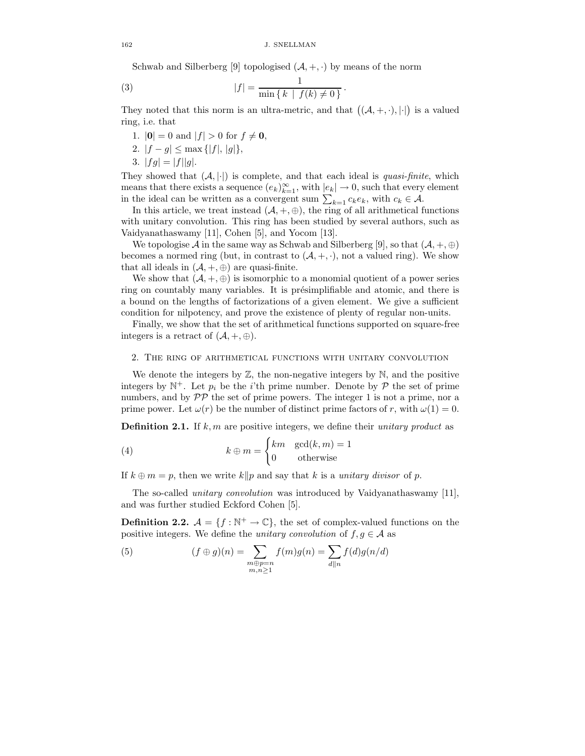Schwab and Silberberg [9] topologised $(\mathcal{A}, +, \cdot)$ by means of the norm

$$|f| = \frac{1}{\min \{ \, k \mid f(k) \neq 0 \, \}} . \tag{3}$$

They noted that this norm is an ultra-metric, and that $\big((\mathcal{A}, +, \cdot), |\cdot|\big)$ is a valued ring, i.e. that

1. $|\mathbf{0}| = 0$ and $|f| > 0$ for $f \neq \mathbf{0}$,
2. $|f - g| \leq \max \{|f|, |g|\}$,
3. $|fg| = |f||g|$.

They showed that $(\mathcal{A}, |\cdot|)$ is complete, and that each ideal is *quasi-finite*, which means that there exists a sequence $(e_k)_{k=1}^{\infty}$, with $|e_k| \to 0$, such that every element in the ideal can be written as a convergent sum $\sum_{k=1} c_k e_k$, with $c_k \in \mathcal{A}$.

In this article, we treat instead $(\mathcal{A}, +, \oplus)$, the ring of all arithmetical functions with unitary convolution. This ring has been studied by several authors, such as Vaidyanathaswamy [11], Cohen [5], and Yocom [13].

We topologise $\mathcal{A}$ in the same way as Schwab and Silberberg [9], so that $(\mathcal{A}, +, \oplus)$ becomes a normed ring (but, in contrast to $(\mathcal{A}, +, \cdot)$, not a valued ring). We show that all ideals in $(\mathcal{A}, +, \oplus)$ are quasi-finite.

We show that $(\mathcal{A}, +, \oplus)$ is isomorphic to a monomial quotient of a power series ring on countably many variables. It is présimplifiable and atomic, and there is a bound on the lengths of factorizations of a given element. We give a sufficient condition for nilpotency, and prove the existence of plenty of regular non-units.

Finally, we show that the set of arithmetical functions supported on square-free integers is a retract of $(\mathcal{A}, +, \oplus)$.

## 2. The ring of arithmetical functions with unitary convolution

We denote the integers by $\mathbb{Z}$, the non-negative integers by $\mathbb{N}$, and the positive integers by $\mathbb{N}^+$. Let $p_i$ be the $i$'th prime number. Denote by $\mathcal{P}$ the set of prime numbers, and by $\mathcal{PP}$ the set of prime powers. The integer 1 is not a prime, nor a prime power. Let $\omega(r)$ be the number of distinct prime factors of $r$, with $\omega(1) = 0$.

**Definition 2.1.** If $k, m$ are positive integers, we define their *unitary product* as

$$k \oplus m = \begin{cases} km & \gcd(k, m) = 1 \\ 0 & \text{otherwise} \end{cases} \tag{4}$$

If $k \oplus m = p$, then we write $k \| p$ and say that $k$ is a *unitary divisor* of $p$.

The so-called *unitary convolution* was introduced by Vaidyanathaswamy [11], and was further studied Eckford Cohen [5].

**Definition 2.2.** $\mathcal{A} = \{f : \mathbb{N}^+ \to \mathbb{C}\}$, the set of complex-valued functions on the positive integers. We define the *unitary convolution* of $f, g \in \mathcal{A}$ as

$$(f \oplus g)(n) = \sum_{\substack{m \oplus p = n \\ m,n \geq 1}} f(m)g(n) = \sum_{d \| n} f(d)g(n/d) \tag{5}$$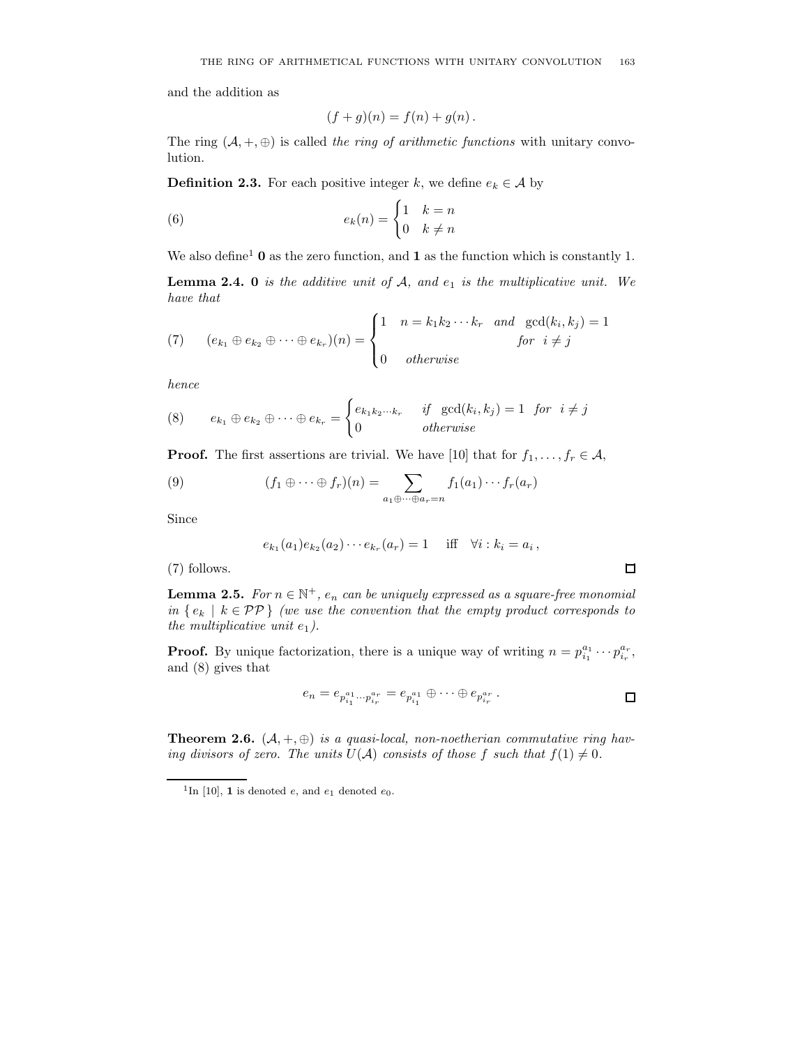and the addition as

$$(f+g)(n) = f(n) + g(n)\,.$$

The ring $(\mathcal{A}, +, \oplus)$ is called *the ring of arithmetic functions* with unitary convolution.

**Definition 2.3.** For each positive integer $k$, we define $e_k \in \mathcal{A}$ by

$$e_k(n) = \begin{cases} 1 & k = n \\ 0 & k \neq n \end{cases} \tag{6}$$

We also define[1] $\mathbf{0}$ as the zero function, and $\mathbf{1}$ as the function which is constantly 1.

**Lemma 2.4.** *$\mathbf{0}$ is the additive unit of $\mathcal{A}$, and $e_1$ is the multiplicative unit. We have that*

$$(e_{k_1} \oplus e_{k_2} \oplus \cdots \oplus e_{k_r})(n) = \begin{cases} 1 & n = k_1 k_2 \cdots k_r \quad \text{and} \quad \gcd(k_i, k_j) = 1 \\ & \qquad\qquad\qquad\qquad \text{for} \quad i \neq j \\ 0 & \text{otherwise} \end{cases} \tag{7}$$

*hence*

$$e_{k_1} \oplus e_{k_2} \oplus \cdots \oplus e_{k_r} = \begin{cases} e_{k_1 k_2 \cdots k_r} & \text{if} \quad \gcd(k_i, k_j) = 1 \quad \text{for} \quad i \neq j \\ 0 & \text{otherwise} \end{cases} \tag{8}$$

**Proof.** The first assertions are trivial. We have [10] that for $f_1, \ldots, f_r \in \mathcal{A}$,

$$(f_1 \oplus \cdots \oplus f_r)(n) = \sum_{a_1 \oplus \cdots \oplus a_r = n} f_1(a_1) \cdots f_r(a_r) \tag{9}$$

Since

$$e_{k_1}(a_1) e_{k_2}(a_2) \cdots e_{k_r}(a_r) = 1 \quad \text{ iff } \quad \forall i : k_i = a_i\,,$$

(7) follows. $\square$

**Lemma 2.5.** *For $n \in \mathbb{N}^+$, $e_n$ can be uniquely expressed as a square-free monomial in $\{\, e_k \mid k \in \mathcal{PP}\,\}$ (we use the convention that the empty product corresponds to the multiplicative unit $e_1$).*

**Proof.** By unique factorization, there is a unique way of writing $n = p_{i_1}^{a_1} \cdots p_{i_r}^{a_r}$, and (8) gives that

$$e_n = e_{p_{i_1}^{a_1} \cdots p_{i_r}^{a_r}} = e_{p_{i_1}^{a_1}} \oplus \cdots \oplus e_{p_{i_r}^{a_r}}\,. \qquad \square$$

**Theorem 2.6.** *$(\mathcal{A}, +, \oplus)$ is a quasi-local, non-noetherian commutative ring having divisors of zero. The units $U(\mathcal{A})$ consists of those $f$ such that $f(1) \neq 0$.*

---

[1] In [10], $\mathbf{1}$ is denoted $e$, and $e_1$ denoted $e_0$.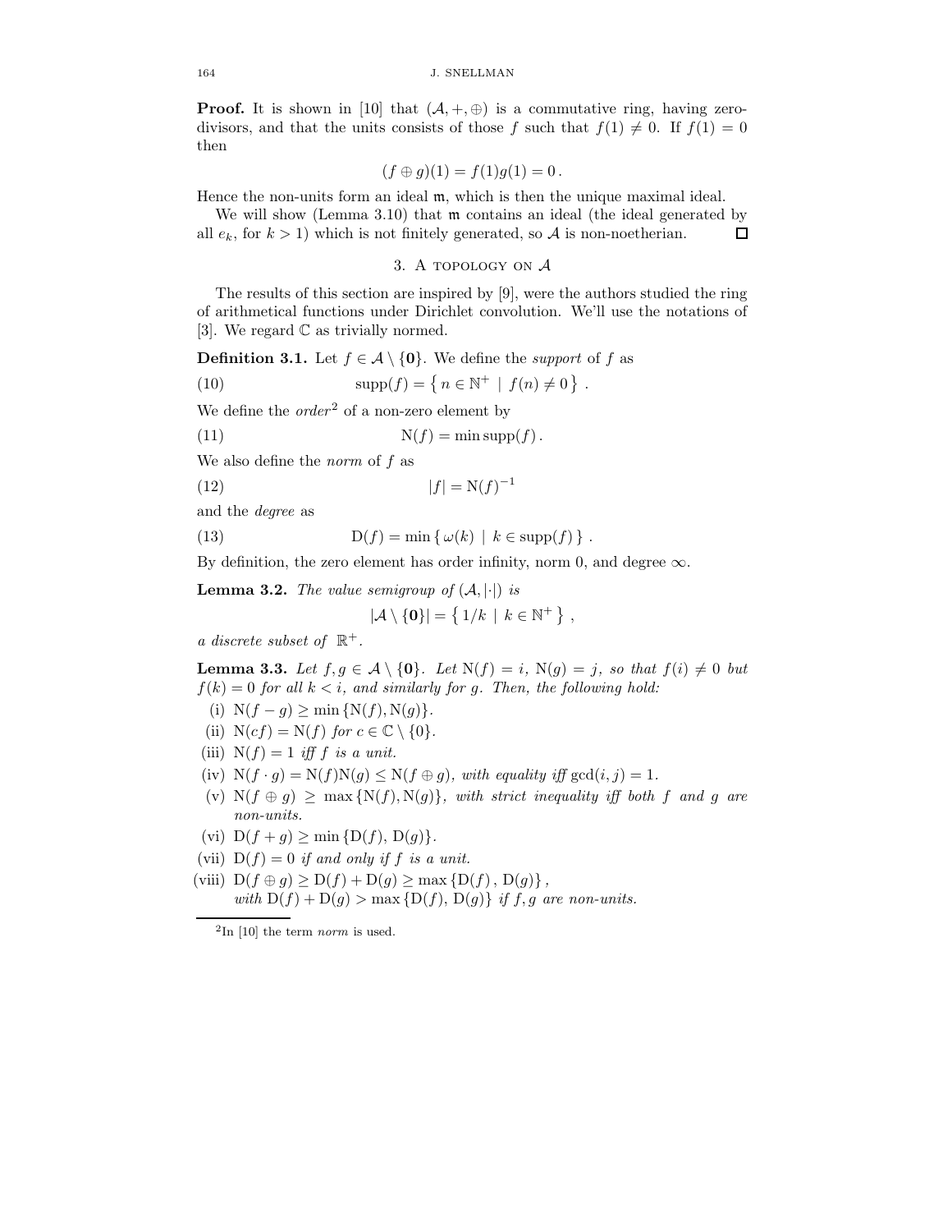**Proof.** It is shown in [10] that $(\mathcal{A}, +, \oplus)$ is a commutative ring, having zero-divisors, and that the units consists of those $f$ such that $f(1) \neq 0$. If $f(1) = 0$ then

$$(f \oplus g)(1) = f(1)g(1) = 0\,.$$

Hence the non-units form an ideal $\mathfrak{m}$, which is then the unique maximal ideal.

We will show (Lemma 3.10) that $\mathfrak{m}$ contains an ideal (the ideal generated by all $e_k$, for $k > 1$) which is not finitely generated, so $\mathcal{A}$ is non-noetherian. □

## 3. A topology on $\mathcal{A}$

The results of this section are inspired by [9], were the authors studied the ring of arithmetical functions under Dirichlet convolution. We'll use the notations of [3]. We regard $\mathbb{C}$ as trivially normed.

**Definition 3.1.** Let $f \in \mathcal{A} \setminus \{\mathbf{0}\}$. We define the *support* of $f$ as

$$\operatorname{supp}(f) = \left\{ n \in \mathbb{N}^+ \mid f(n) \neq 0 \right\}\,. \tag{10}$$

We define the *order*[2] of a non-zero element by

$$\mathrm{N}(f) = \min \operatorname{supp}(f)\,. \tag{11}$$

We also define the *norm* of $f$ as

$$|f| = \mathrm{N}(f)^{-1} \tag{12}$$

and the *degree* as

$$\mathrm{D}(f) = \min \left\{ \omega(k) \mid k \in \operatorname{supp}(f) \right\}\,. \tag{13}$$

By definition, the zero element has order infinity, norm 0, and degree $\infty$.

**Lemma 3.2.** *The value semigroup of $(\mathcal{A}, |\cdot|)$ is*

$$|\mathcal{A} \setminus \{\mathbf{0}\}| = \left\{ 1/k \mid k \in \mathbb{N}^+ \right\}\,,$$

*a discrete subset of* $\mathbb{R}^+$.

**Lemma 3.3.** *Let $f, g \in \mathcal{A} \setminus \{\mathbf{0}\}$. Let $\mathrm{N}(f) = i$, $\mathrm{N}(g) = j$, so that $f(i) \neq 0$ but $f(k) = 0$ for all $k < i$, and similarly for $g$. Then, the following hold:*

- (i) $\mathrm{N}(f - g) \geq \min\{\mathrm{N}(f), \mathrm{N}(g)\}$.
- (ii) $\mathrm{N}(cf) = \mathrm{N}(f)$ *for* $c \in \mathbb{C} \setminus \{0\}$.
- (iii) $\mathrm{N}(f) = 1$ *iff $f$ is a unit.*
- (iv) $\mathrm{N}(f \cdot g) = \mathrm{N}(f)\mathrm{N}(g) \leq \mathrm{N}(f \oplus g)$, *with equality iff* $\gcd(i, j) = 1$.
- (v) $\mathrm{N}(f \oplus g) \geq \max\{\mathrm{N}(f), \mathrm{N}(g)\}$, *with strict inequality iff both $f$ and $g$ are non-units.*
- (vi) $\mathrm{D}(f + g) \geq \min\{\mathrm{D}(f), \mathrm{D}(g)\}$.
- (vii) $\mathrm{D}(f) = 0$ *if and only if $f$ is a unit.*
- (viii) $\mathrm{D}(f \oplus g) \geq \mathrm{D}(f) + \mathrm{D}(g) \geq \max\{\mathrm{D}(f), \mathrm{D}(g)\}$,
  *with* $\mathrm{D}(f) + \mathrm{D}(g) > \max\{\mathrm{D}(f), \mathrm{D}(g)\}$ *if $f, g$ are non-units.*

[2] In [10] the term *norm* is used.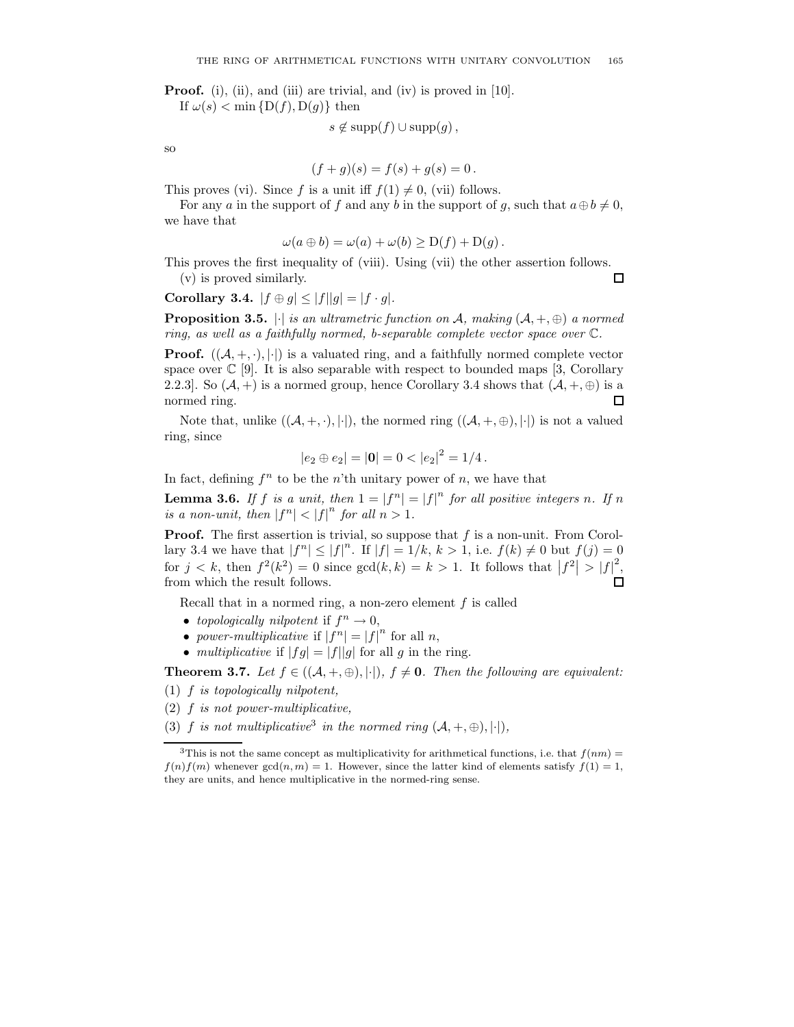**Proof.** (i), (ii), and (iii) are trivial, and (iv) is proved in [10].

If $\omega(s) < \min\{D(f), D(g)\}$ then

$$s \notin \operatorname{supp}(f) \cup \operatorname{supp}(g)\,,$$

so

$$(f + g)(s) = f(s) + g(s) = 0\,.$$

This proves (vi). Since $f$ is a unit iff $f(1) \neq 0$, (vii) follows.

For any $a$ in the support of $f$ and any $b$ in the support of $g$, such that $a \oplus b \neq 0$, we have that

$$\omega(a \oplus b) = \omega(a) + \omega(b) \geq D(f) + D(g)\,.$$

This proves the first inequality of (viii). Using (vii) the other assertion follows.

(v) is proved similarly. ☐

**Corollary 3.4.** $|f \oplus g| \leq |f||g| = |f \cdot g|$.

**Proposition 3.5.** *$|\cdot|$ is an ultrametric function on $\mathcal{A}$, making $(\mathcal{A}, +, \oplus)$ a normed ring, as well as a faithfully normed, b-separable complete vector space over $\mathbb{C}$.*

**Proof.** $((\mathcal{A}, +, \cdot), |\cdot|)$ is a valuated ring, and a faithfully normed complete vector space over $\mathbb{C}$ [9]. It is also separable with respect to bounded maps [3, Corollary 2.2.3]. So $(\mathcal{A}, +)$ is a normed group, hence Corollary 3.4 shows that $(\mathcal{A}, +, \oplus)$ is a normed ring. ☐

Note that, unlike $((\mathcal{A}, +, \cdot), |\cdot|)$, the normed ring $((\mathcal{A}, +, \oplus), |\cdot|)$ is not a valued ring, since

$$|e_2 \oplus e_2| = |\mathbf{0}| = 0 < |e_2|^2 = 1/4\,.$$

In fact, defining $f^n$ to be the $n$'th unitary power of $n$, we have that

**Lemma 3.6.** *If $f$ is a unit, then $1 = |f^n| = |f|^n$ for all positive integers $n$. If $n$ is a non-unit, then $|f^n| < |f|^n$ for all $n > 1$.*

**Proof.** The first assertion is trivial, so suppose that $f$ is a non-unit. From Corollary 3.4 we have that $|f^n| \leq |f|^n$. If $|f| = 1/k$, $k > 1$, i.e. $f(k) \neq 0$ but $f(j) = 0$ for $j < k$, then $f^2(k^2) = 0$ since $\gcd(k, k) = k > 1$. It follows that $\left|f^2\right| > |f|^2$, from which the result follows. ☐

Recall that in a normed ring, a non-zero element $f$ is called

- *topologically nilpotent* if $f^n \to 0$,
- *power-multiplicative* if $|f^n| = |f|^n$ for all $n$,
- *multiplicative* if $|fg| = |f||g|$ for all $g$ in the ring.

**Theorem 3.7.** *Let $f \in ((\mathcal{A}, +, \oplus), |\cdot|)$, $f \neq \mathbf{0}$. Then the following are equivalent:*

(1) *$f$ is topologically nilpotent,*
(2) *$f$ is not power-multiplicative,*
(3) *$f$ is not multiplicative[3] in the normed ring $(\mathcal{A}, +, \oplus), |\cdot|)$,*

[3]This is not the same concept as multiplicativity for arithmetical functions, i.e. that $f(nm) = f(n)f(m)$ whenever $\gcd(n, m) = 1$. However, since the latter kind of elements satisfy $f(1) = 1$, they are units, and hence multiplicative in the normed-ring sense.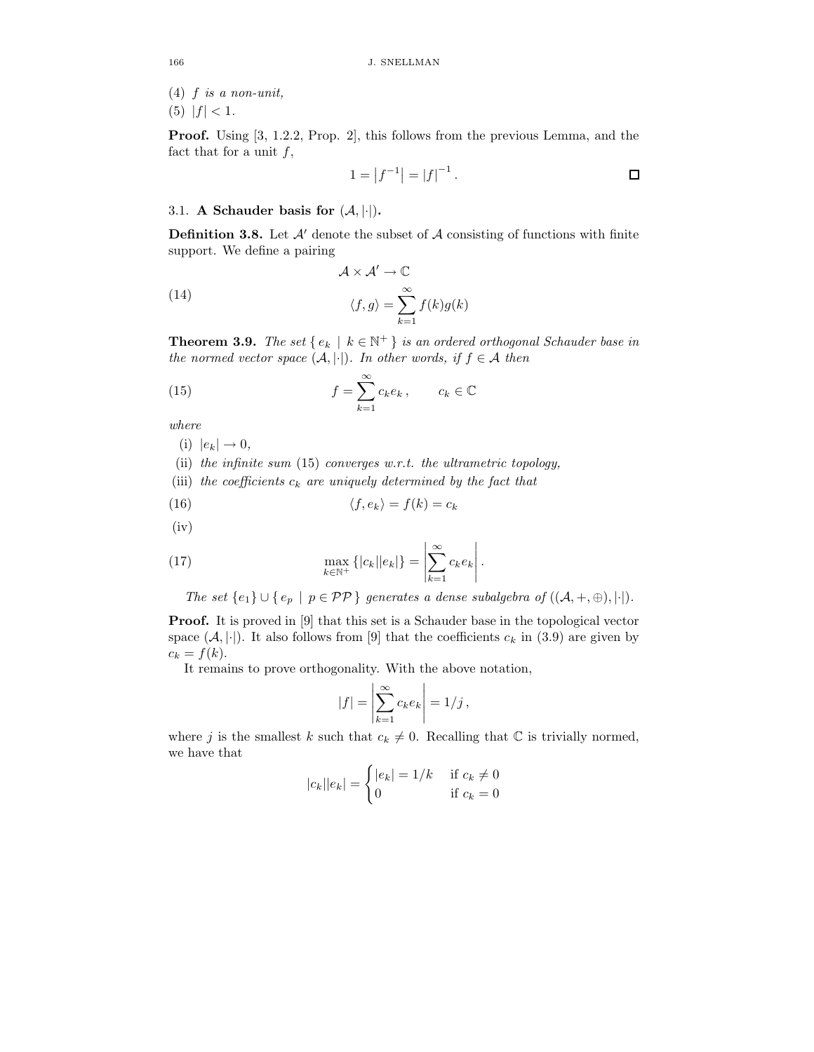(4) *f is a non-unit,*
(5) $|f| < 1$.

**Proof.** Using [3, 1.2.2, Prop. 2], this follows from the previous Lemma, and the fact that for a unit $f$,

$$1 = \left|f^{-1}\right| = |f|^{-1}. \qquad \square$$

### 3.1. A Schauder basis for $(\mathcal{A}, |\cdot|)$.

**Definition 3.8.** Let $\mathcal{A}'$ denote the subset of $\mathcal{A}$ consisting of functions with finite support. We define a pairing

$$\mathcal{A} \times \mathcal{A}' \to \mathbb{C}$$

$$\langle f, g \rangle = \sum_{k=1}^{\infty} f(k) g(k) \tag{14}$$

**Theorem 3.9.** *The set $\{ e_k \mid k \in \mathbb{N}^+ \}$ is an ordered orthogonal Schauder base in the normed vector space $(\mathcal{A}, |\cdot|)$. In other words, if $f \in \mathcal{A}$ then*

$$f = \sum_{k=1}^{\infty} c_k e_k, \qquad c_k \in \mathbb{C} \tag{15}$$

*where*

(i) $|e_k| \to 0$,
(ii) *the infinite sum* (15) *converges w.r.t. the ultrametric topology,*
(iii) *the coefficients $c_k$ are uniquely determined by the fact that*

$$\langle f, e_k \rangle = f(k) = c_k \tag{16}$$

(iv)

$$\max_{k \in \mathbb{N}^+} \{|c_k||e_k|\} = \left| \sum_{k=1}^{\infty} c_k e_k \right|. \tag{17}$$

*The set $\{e_1\} \cup \{ e_p \mid p \in \mathcal{PP} \}$ generates a dense subalgebra of $((\mathcal{A}, +, \oplus), |\cdot|)$.*

**Proof.** It is proved in [9] that this set is a Schauder base in the topological vector space $(\mathcal{A}, |\cdot|)$. It also follows from [9] that the coefficients $c_k$ in (3.9) are given by $c_k = f(k)$.

It remains to prove orthogonality. With the above notation,

$$|f| = \left| \sum_{k=1}^{\infty} c_k e_k \right| = 1/j,$$

where $j$ is the smallest $k$ such that $c_k \neq 0$. Recalling that $\mathbb{C}$ is trivially normed, we have that

$$|c_k||e_k| = \begin{cases} |e_k| = 1/k & \text{if } c_k \neq 0 \\ 0 & \text{if } c_k = 0 \end{cases}$$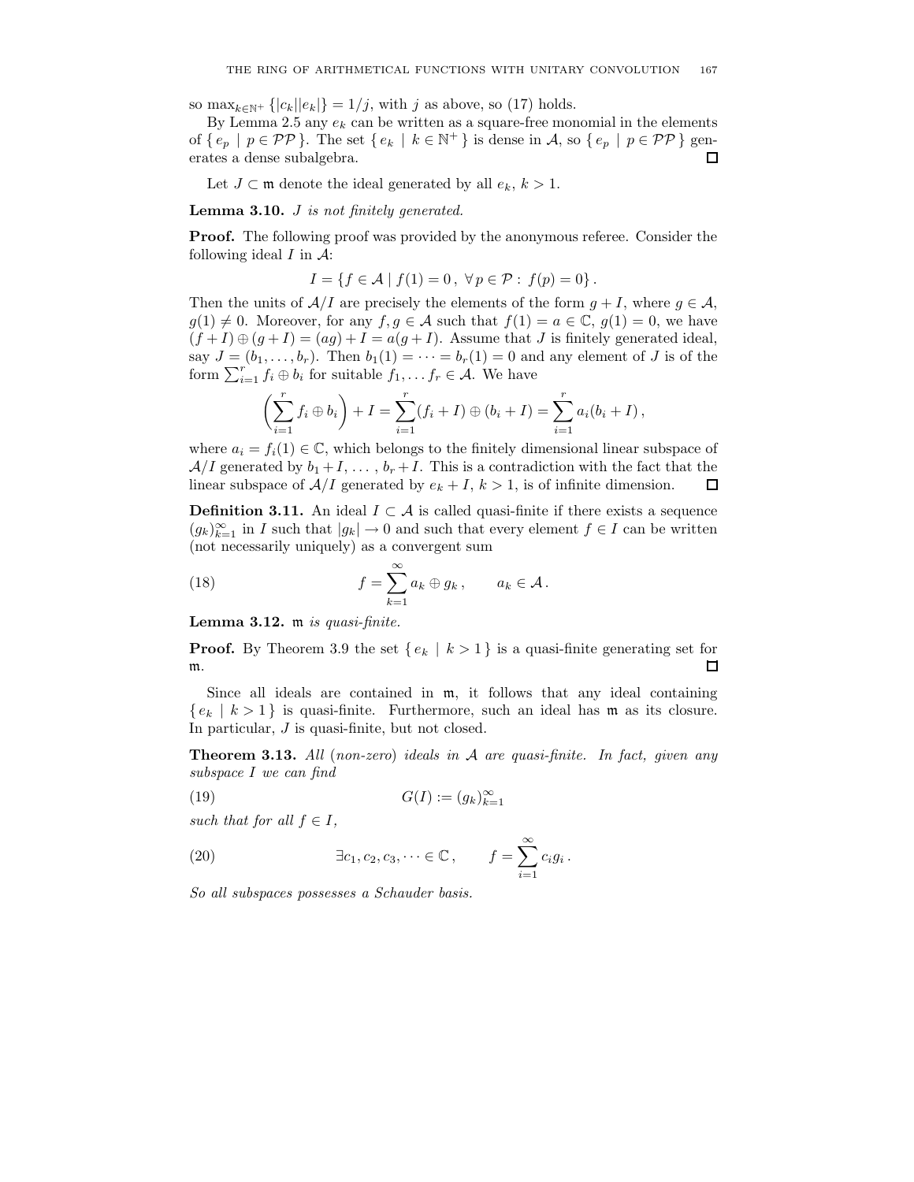so $\max_{k \in \mathbb{N}^+} \{|c_k||e_k|\} = 1/j$, with $j$ as above, so (17) holds.

By Lemma 2.5 any $e_k$ can be written as a square-free monomial in the elements of $\{ e_p \mid p \in \mathcal{PP} \}$. The set $\{ e_k \mid k \in \mathbb{N}^+ \}$ is dense in $\mathcal{A}$, so $\{ e_p \mid p \in \mathcal{PP} \}$ generates a dense subalgebra. □

Let $J \subset \mathfrak{m}$ denote the ideal generated by all $e_k$, $k > 1$.

**Lemma 3.10.** *$J$ is not finitely generated.*

**Proof.** The following proof was provided by the anonymous referee. Consider the following ideal $I$ in $\mathcal{A}$:

$$I = \{ f \in \mathcal{A} \mid f(1) = 0 \,,\ \forall\, p \in \mathcal{P} : f(p) = 0 \} \,.$$

Then the units of $\mathcal{A}/I$ are precisely the elements of the form $g + I$, where $g \in \mathcal{A}$, $g(1) \neq 0$. Moreover, for any $f, g \in \mathcal{A}$ such that $f(1) = a \in \mathbb{C}$, $g(1) = 0$, we have $(f + I) \oplus (g + I) = (ag) + I = a(g + I)$. Assume that $J$ is finitely generated ideal, say $J = (b_1, \ldots, b_r)$. Then $b_1(1) = \cdots = b_r(1) = 0$ and any element of $J$ is of the form $\sum_{i=1}^{r} f_i \oplus b_i$ for suitable $f_1, \ldots f_r \in \mathcal{A}$. We have

$$\left( \sum_{i=1}^{r} f_i \oplus b_i \right) + I = \sum_{i=1}^{r} (f_i + I) \oplus (b_i + I) = \sum_{i=1}^{r} a_i (b_i + I) \,,$$

where $a_i = f_i(1) \in \mathbb{C}$, which belongs to the finitely dimensional linear subspace of $\mathcal{A}/I$ generated by $b_1 + I, \ldots, b_r + I$. This is a contradiction with the fact that the linear subspace of $\mathcal{A}/I$ generated by $e_k + I$, $k > 1$, is of infinite dimension. □

**Definition 3.11.** An ideal $I \subset \mathcal{A}$ is called quasi-finite if there exists a sequence $(g_k)_{k=1}^{\infty}$ in $I$ such that $|g_k| \to 0$ and such that every element $f \in I$ can be written (not necessarily uniquely) as a convergent sum

$$f = \sum_{k=1}^{\infty} a_k \oplus g_k \,, \qquad a_k \in \mathcal{A} \,. \tag{18}$$

**Lemma 3.12.** *$\mathfrak{m}$ is quasi-finite.*

**Proof.** By Theorem 3.9 the set $\{ e_k \mid k > 1 \}$ is a quasi-finite generating set for $\mathfrak{m}$. □

Since all ideals are contained in $\mathfrak{m}$, it follows that any ideal containing $\{ e_k \mid k > 1 \}$ is quasi-finite. Furthermore, such an ideal has $\mathfrak{m}$ as its closure. In particular, $J$ is quasi-finite, but not closed.

**Theorem 3.13.** *All (non-zero) ideals in $\mathcal{A}$ are quasi-finite. In fact, given any subspace $I$ we can find*

$$G(I) := (g_k)_{k=1}^{\infty} \tag{19}$$

*such that for all $f \in I$,*

$$\exists c_1, c_2, c_3, \cdots \in \mathbb{C} \,, \qquad f = \sum_{i=1}^{\infty} c_i g_i \,. \tag{20}$$

*So all subspaces possesses a Schauder basis.*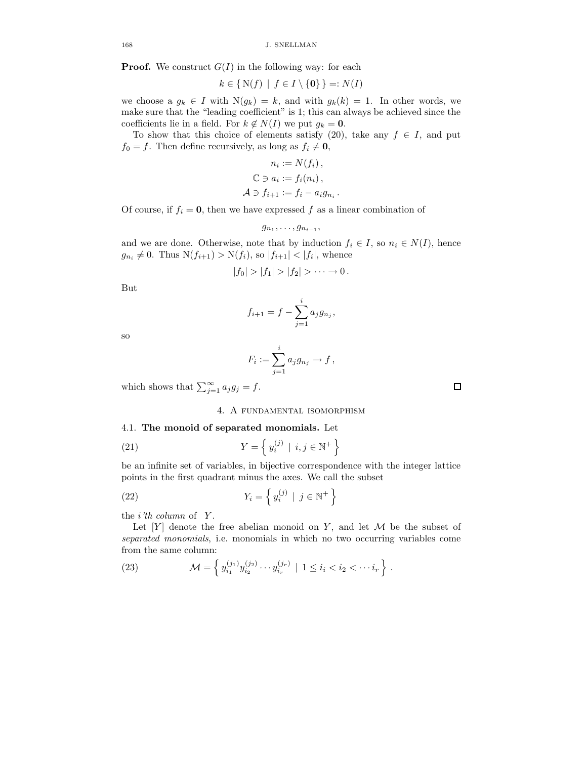**Proof.** We construct $G(I)$ in the following way: for each

$$k \in \{ \mathrm{N}(f) \mid f \in I \setminus \{\mathbf{0}\} \} =: N(I)$$

we choose a $g_k \in I$ with $\mathrm{N}(g_k) = k$, and with $g_k(k) = 1$. In other words, we make sure that the "leading coefficient" is 1; this can always be achieved since the coefficients lie in a field. For $k \notin N(I)$ we put $g_k = \mathbf{0}$.

To show that this choice of elements satisfy (20), take any $f \in I$, and put $f_0 = f$. Then define recursively, as long as $f_i \neq \mathbf{0}$,

$$n_i := N(f_i)\,,$$
$$\mathbb{C} \ni a_i := f_i(n_i)\,,$$
$$\mathcal{A} \ni f_{i+1} := f_i - a_i g_{n_i}\,.$$

Of course, if $f_i = \mathbf{0}$, then we have expressed $f$ as a linear combination of

$$g_{n_1}, \ldots, g_{n_{i-1}},$$

and we are done. Otherwise, note that by induction $f_i \in I$, so $n_i \in N(I)$, hence $g_{n_i} \neq 0$. Thus $\mathrm{N}(f_{i+1}) > \mathrm{N}(f_i)$, so $|f_{i+1}| < |f_i|$, whence

$$|f_0| > |f_1| > |f_2| > \cdots \to 0\,.$$

But

$$f_{i+1} = f - \sum_{j=1}^{i} a_j g_{n_j}\,,$$

so

$$F_i := \sum_{j=1}^{i} a_j g_{n_j} \to f\,,$$

which shows that $\sum_{j=1}^{\infty} a_j g_j = f$. □

## 4. A fundamental isomorphism

### 4.1. The monoid of separated monomials.

Let

$$Y = \left\{ y_i^{(j)} \mid i, j \in \mathbb{N}^+ \right\} \tag{21}$$

be an infinite set of variables, in bijective correspondence with the integer lattice points in the first quadrant minus the axes. We call the subset

$$Y_i = \left\{ y_i^{(j)} \mid j \in \mathbb{N}^+ \right\} \tag{22}$$

the *i'th column* of $Y$.

Let $[Y]$ denote the free abelian monoid on $Y$, and let $\mathcal{M}$ be the subset of *separated monomials*, i.e. monomials in which no two occurring variables come from the same column:

$$\mathcal{M} = \left\{ y_{i_1}^{(j_1)} y_{i_2}^{(j_2)} \cdots y_{i_r}^{(j_r)} \mid 1 \le i_i < i_2 < \cdots i_r \right\}. \tag{23}$$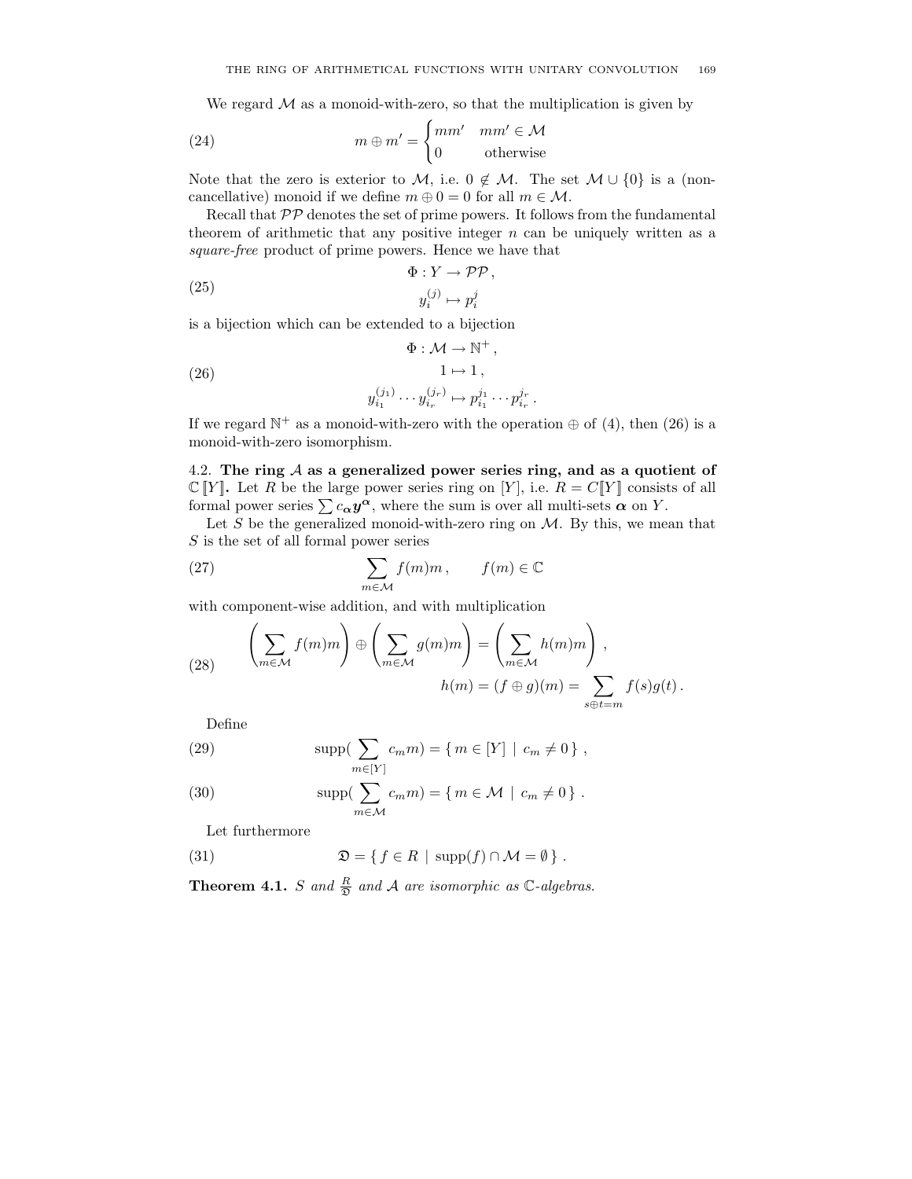We regard $\mathcal{M}$ as a monoid-with-zero, so that the multiplication is given by

$$m \oplus m' = \begin{cases} mm' & mm' \in \mathcal{M} \\ 0 & \text{otherwise} \end{cases} \tag{24}$$

Note that the zero is exterior to $\mathcal{M}$, i.e. $0 \notin \mathcal{M}$. The set $\mathcal{M} \cup \{0\}$ is a (non-cancellative) monoid if we define $m \oplus 0 = 0$ for all $m \in \mathcal{M}$.

Recall that $\mathcal{PP}$ denotes the set of prime powers. It follows from the fundamental theorem of arithmetic that any positive integer $n$ can be uniquely written as a *square-free* product of prime powers. Hence we have that

$$\begin{aligned} \Phi : Y &\to \mathcal{PP}\,, \\ y_i^{(j)} &\mapsto p_i^j \end{aligned} \tag{25}$$

is a bijection which can be extended to a bijection

$$\begin{aligned} \Phi : \mathcal{M} &\to \mathbb{N}^+\,, \\ 1 &\mapsto 1\,, \\ y_{i_1}^{(j_1)} \cdots y_{i_r}^{(j_r)} &\mapsto p_{i_1}^{j_1} \cdots p_{i_r}^{j_r}\,. \end{aligned} \tag{26}$$

If we regard $\mathbb{N}^+$ as a monoid-with-zero with the operation $\oplus$ of (4), then (26) is a monoid-with-zero isomorphism.

**4.2. The ring $\mathcal{A}$ as a generalized power series ring, and as a quotient of $\mathbb{C}[\![Y]\!]$.** Let $R$ be the large power series ring on $[Y]$, i.e. $R = C[\![Y]\!]$ consists of all formal power series $\sum c_{\boldsymbol{\alpha}} \boldsymbol{y}^{\boldsymbol{\alpha}}$, where the sum is over all multi-sets $\boldsymbol{\alpha}$ on $Y$.

Let $S$ be the generalized monoid-with-zero ring on $\mathcal{M}$. By this, we mean that $S$ is the set of all formal power series

$$\sum_{m \in \mathcal{M}} f(m) m\,, \qquad f(m) \in \mathbb{C} \tag{27}$$

with component-wise addition, and with multiplication

$$\begin{aligned} \left(\sum_{m \in \mathcal{M}} f(m) m\right) \oplus \left(\sum_{m \in \mathcal{M}} g(m) m\right) &= \left(\sum_{m \in \mathcal{M}} h(m) m\right)\,, \\ h(m) = (f \oplus g)(m) &= \sum_{s \oplus t = m} f(s) g(t)\,. \end{aligned} \tag{28}$$

Define

$$\operatorname{supp}(\sum_{m \in [Y]} c_m m) = \{\, m \in [Y] \mid c_m \neq 0 \,\}\,, \tag{29}$$

$$\operatorname{supp}(\sum_{m \in \mathcal{M}} c_m m) = \{\, m \in \mathcal{M} \mid c_m \neq 0 \,\}\,. \tag{30}$$

Let furthermore

$$\mathfrak{D} = \{\, f \in R \mid \operatorname{supp}(f) \cap \mathcal{M} = \emptyset \,\}\,. \tag{31}$$

**Theorem 4.1.** *$S$ and $\frac{R}{\mathfrak{D}}$ and $\mathcal{A}$ are isomorphic as $\mathbb{C}$-algebras.*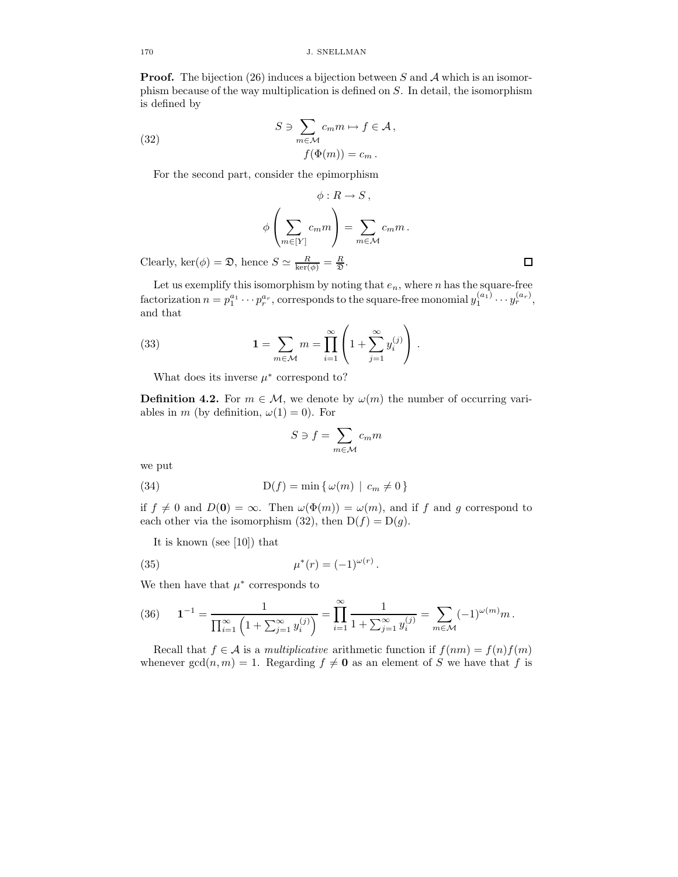**Proof.** The bijection (26) induces a bijection between $S$ and $\mathcal{A}$ which is an isomorphism because of the way multiplication is defined on $S$. In detail, the isomorphism is defined by

$$
\begin{aligned}
S \ni \sum_{m \in \mathcal{M}} c_m m &\mapsto f \in \mathcal{A}\,, \\
f(\Phi(m)) &= c_m\,.
\end{aligned}
\tag{32}
$$

For the second part, consider the epimorphism

$$
\phi : R \to S\,,
$$

$$
\phi\left(\sum_{m \in [Y]} c_m m\right) = \sum_{m \in \mathcal{M}} c_m m\,.
$$

Clearly, $\ker(\phi) = \mathfrak{D}$, hence $S \simeq \frac{R}{\ker(\phi)} = \frac{R}{\mathfrak{D}}$. □

Let us exemplify this isomorphism by noting that $e_n$, where $n$ has the square-free factorization $n = p_1^{a_1} \cdots p_r^{a_r}$, corresponds to the square-free monomial $y_1^{(a_1)} \cdots y_r^{(a_r)}$, and that

$$
\mathbf{1} = \sum_{m \in \mathcal{M}} m = \prod_{i=1}^{\infty} \left(1 + \sum_{j=1}^{\infty} y_i^{(j)}\right)\,.
\tag{33}
$$

What does its inverse $\mu^*$ correspond to?

**Definition 4.2.** For $m \in \mathcal{M}$, we denote by $\omega(m)$ the number of occurring variables in $m$ (by definition, $\omega(1) = 0$). For

$$
S \ni f = \sum_{m \in \mathcal{M}} c_m m
$$

we put

$$
\mathrm{D}(f) = \min \{\, \omega(m) \mid c_m \neq 0 \,\}
\tag{34}
$$

if $f \neq 0$ and $D(\mathbf{0}) = \infty$. Then $\omega(\Phi(m)) = \omega(m)$, and if $f$ and $g$ correspond to each other via the isomorphism (32), then $\mathrm{D}(f) = \mathrm{D}(g)$.

It is known (see [10]) that

$$
\mu^*(r) = (-1)^{\omega(r)}\,.
\tag{35}
$$

We then have that $\mu^*$ corresponds to

$$
\mathbf{1}^{-1} = \frac{1}{\prod_{i=1}^{\infty}\left(1 + \sum_{j=1}^{\infty} y_i^{(j)}\right)} = \prod_{i=1}^{\infty} \frac{1}{1 + \sum_{j=1}^{\infty} y_i^{(j)}} = \sum_{m \in \mathcal{M}} (-1)^{\omega(m)} m\,.
\tag{36}
$$

Recall that $f \in \mathcal{A}$ is a *multiplicative* arithmetic function if $f(nm) = f(n)f(m)$ whenever $\gcd(n, m) = 1$. Regarding $f \neq \mathbf{0}$ as an element of $S$ we have that $f$ is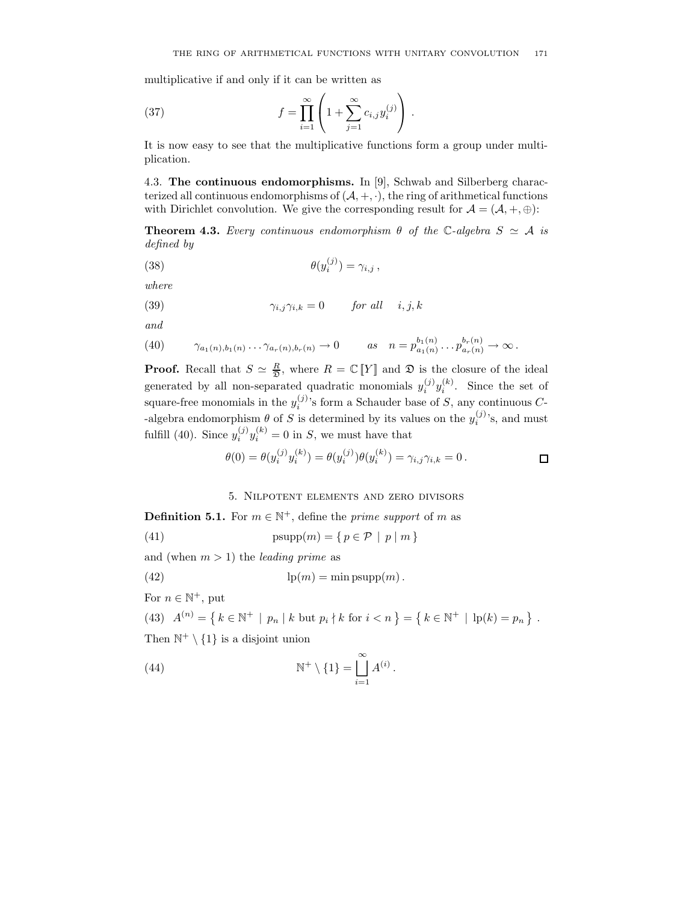multiplicative if and only if it can be written as

$$f = \prod_{i=1}^{\infty} \left( 1 + \sum_{j=1}^{\infty} c_{i,j} y_i^{(j)} \right) . \tag{37}$$

It is now easy to see that the multiplicative functions form a group under multiplication.

4.3. **The continuous endomorphisms.** In [9], Schwab and Silberberg characterized all continuous endomorphisms of $(\mathcal{A}, +, \cdot)$, the ring of arithmetical functions with Dirichlet convolution. We give the corresponding result for $\mathcal{A} = (\mathcal{A}, +, \oplus)$:

**Theorem 4.3.** *Every continuous endomorphism $\theta$ of the $\mathbb{C}$-algebra $S \simeq \mathcal{A}$ is defined by*

$$\theta(y_i^{(j)}) = \gamma_{i,j} \, , \tag{38}$$

*where*

$$\gamma_{i,j} \gamma_{i,k} = 0 \qquad \text{for all} \quad i, j, k \tag{39}$$

*and*

$$\gamma_{a_1(n), b_1(n)} \cdots \gamma_{a_r(n), b_r(n)} \to 0 \qquad \text{as} \quad n = p_{a_1(n)}^{b_1(n)} \cdots p_{a_r(n)}^{b_r(n)} \to \infty \, . \tag{40}$$

**Proof.** Recall that $S \simeq \frac{R}{\mathfrak{D}}$, where $R = \mathbb{C}[\![Y]\!]$ and $\mathfrak{D}$ is the closure of the ideal generated by all non-separated quadratic monomials $y_i^{(j)} y_i^{(k)}$. Since the set of square-free monomials in the $y_i^{(j)}$'s form a Schauder base of $S$, any continuous $C$--algebra endomorphism $\theta$ of $S$ is determined by its values on the $y_i^{(j)}$'s, and must fulfill (40). Since $y_i^{(j)} y_i^{(k)} = 0$ in $S$, we must have that

$$\theta(0) = \theta(y_i^{(j)} y_i^{(k)}) = \theta(y_i^{(j)}) \theta(y_i^{(k)}) = \gamma_{i,j} \gamma_{i,k} = 0 \, .$$

□

## 5. Nilpotent elements and zero divisors

**Definition 5.1.** For $m \in \mathbb{N}^+$, define the *prime support* of $m$ as

$$\operatorname{psupp}(m) = \{ \, p \in \mathcal{P} \ | \ p \mid m \, \} \tag{41}$$

and (when $m > 1$) the *leading prime* as

$$\operatorname{lp}(m) = \min \operatorname{psupp}(m) \, . \tag{42}$$

For $n \in \mathbb{N}^+$, put

$$A^{(n)} = \left\{ \, k \in \mathbb{N}^+ \ | \ p_n \mid k \text{ but } p_i \nmid k \text{ for } i < n \, \right\} = \left\{ \, k \in \mathbb{N}^+ \ | \ \operatorname{lp}(k) = p_n \, \right\} \, . \tag{43}$$

Then $\mathbb{N}^+ \setminus \{1\}$ is a disjoint union

$$\mathbb{N}^+ \setminus \{1\} = \bigsqcup_{i=1}^{\infty} A^{(i)} \, . \tag{44}$$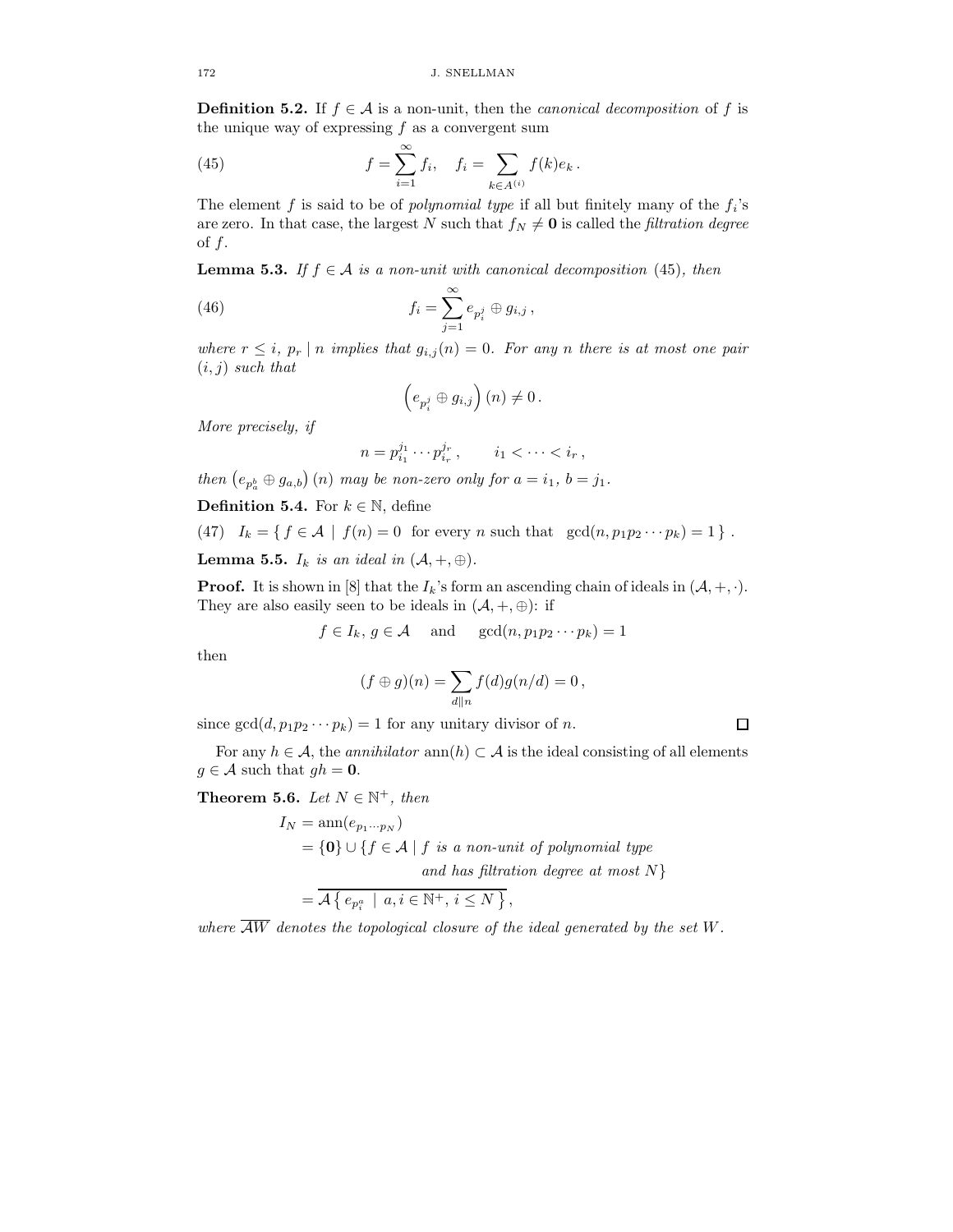**Definition 5.2.** If $f \in \mathcal{A}$ is a non-unit, then the *canonical decomposition* of $f$ is the unique way of expressing $f$ as a convergent sum

$$f = \sum_{i=1}^{\infty} f_i, \quad f_i = \sum_{k \in A^{(i)}} f(k) e_k \,. \tag{45}$$

The element $f$ is said to be of *polynomial type* if all but finitely many of the $f_i$'s are zero. In that case, the largest $N$ such that $f_N \neq \mathbf{0}$ is called the *filtration degree* of $f$.

**Lemma 5.3.** *If $f \in \mathcal{A}$ is a non-unit with canonical decomposition* (45)*, then*

$$f_i = \sum_{j=1}^{\infty} e_{p_i^j} \oplus g_{i,j} \,, \tag{46}$$

*where $r \leq i$, $p_r \mid n$ implies that $g_{i,j}(n) = 0$. For any $n$ there is at most one pair $(i,j)$ such that*

$$\left( e_{p_i^j} \oplus g_{i,j} \right)(n) \neq 0 \,.$$

*More precisely, if*

$$n = p_{i_1}^{j_1} \cdots p_{i_r}^{j_r} \,, \qquad i_1 < \cdots < i_r \,,$$

*then $\left( e_{p_a^b} \oplus g_{a,b} \right)(n)$ may be non-zero only for $a = i_1$, $b = j_1$.*

**Definition 5.4.** For $k \in \mathbb{N}$, define

$$I_k = \{ \, f \in \mathcal{A} \mid f(n) = 0 \;\; \text{for every } n \text{ such that} \;\; \gcd(n, p_1 p_2 \cdots p_k) = 1 \, \} \,. \tag{47}$$

**Lemma 5.5.** *$I_k$ is an ideal in $(\mathcal{A}, +, \oplus)$.*

**Proof.** It is shown in [8] that the $I_k$'s form an ascending chain of ideals in $(\mathcal{A}, +, \cdot)$. They are also easily seen to be ideals in $(\mathcal{A}, +, \oplus)$: if

$$f \in I_k, \, g \in \mathcal{A} \quad \text{and} \quad \gcd(n, p_1 p_2 \cdots p_k) = 1$$

then

$$(f \oplus g)(n) = \sum_{d \| n} f(d) g(n/d) = 0 \,,$$

since $\gcd(d, p_1 p_2 \cdots p_k) = 1$ for any unitary divisor of $n$. □

For any $h \in \mathcal{A}$, the *annihilator* $\operatorname{ann}(h) \subset \mathcal{A}$ is the ideal consisting of all elements $g \in \mathcal{A}$ such that $gh = \mathbf{0}$.

**Theorem 5.6.** *Let $N \in \mathbb{N}^+$, then*

$$\begin{aligned} I_N &= \operatorname{ann}(e_{p_1 \cdots p_N}) \\ &= \{\mathbf{0}\} \cup \{ f \in \mathcal{A} \mid f \text{ is a non-unit of polynomial type} \\ &\qquad\qquad \text{and has filtration degree at most } N \} \\ &= \overline{\mathcal{A} \left\{ \, e_{p_i^a} \;\mid\; a, i \in \mathbb{N}^+, \, i \leq N \, \right\}} \,, \end{aligned}$$

*where $\overline{\mathcal{A}W}$ denotes the topological closure of the ideal generated by the set $W$.*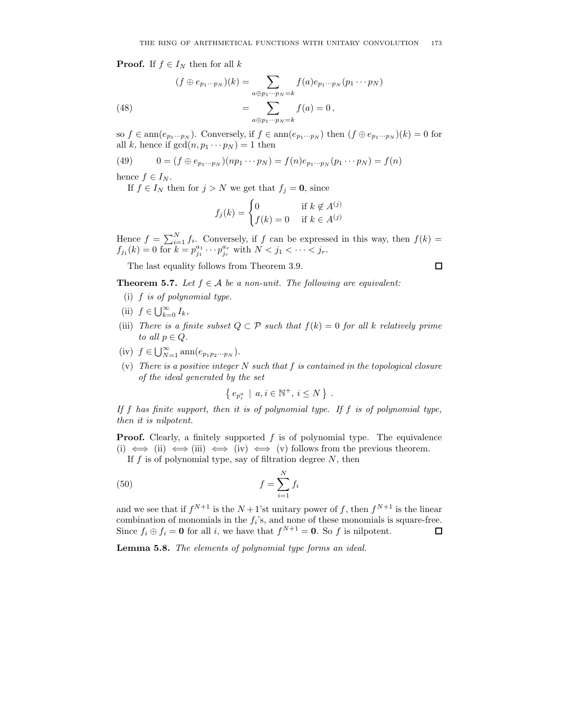**Proof.** If $f \in I_N$ then for all $k$

$$
\begin{aligned}
(f \oplus e_{p_1 \cdots p_N})(k) &= \sum_{a \oplus p_1 \cdots p_N = k} f(a) e_{p_1 \cdots p_N}(p_1 \cdots p_N) \\
&= \sum_{a \oplus p_1 \cdots p_N = k} f(a) = 0 \,,
\end{aligned} \tag{48}
$$

so $f \in \operatorname{ann}(e_{p_1 \cdots p_N})$. Conversely, if $f \in \operatorname{ann}(e_{p_1 \cdots p_N})$ then $(f \oplus e_{p_1 \cdots p_N})(k) = 0$ for all $k$, hence if $\gcd(n, p_1 \cdots p_N) = 1$ then

$$
0 = (f \oplus e_{p_1 \cdots p_N})(n p_1 \cdots p_N) = f(n) e_{p_1 \cdots p_N}(p_1 \cdots p_N) = f(n) \tag{49}
$$

hence $f \in I_N$.

If $f \in I_N$ then for $j > N$ we get that $f_j = \mathbf{0}$, since

$$
f_j(k) = \begin{cases} 0 & \text{if } k \notin A^{(j)} \\ f(k) = 0 & \text{if } k \in A^{(j)} \end{cases}
$$

Hence $f = \sum_{i=1}^N f_i$. Conversely, if $f$ can be expressed in this way, then $f(k) = f_{j_1}(k) = 0$ for $k = p_{j_1}^{a_1} \cdots p_{j_r}^{a_r}$ with $N < j_1 < \cdots < j_r$.

The last equality follows from Theorem 3.9. □

**Theorem 5.7.** *Let $f \in \mathcal{A}$ be a non-unit. The following are equivalent:*

- (i) *$f$ is of polynomial type.*
- (ii) $f \in \bigcup_{k=0}^{\infty} I_k$,
- (iii) *There is a finite subset $Q \subset \mathcal{P}$ such that $f(k) = 0$ for all $k$ relatively prime to all $p \in Q$.*
- (iv) $f \in \bigcup_{N=1}^{\infty} \operatorname{ann}(e_{p_1 p_2 \cdots p_N})$.
- (v) *There is a positive integer $N$ such that $f$ is contained in the topological closure of the ideal generated by the set*

$$
\left\{ e_{p_i^a} \;\middle|\; a, i \in \mathbb{N}^+, \, i \leq N \right\} .
$$

*If $f$ has finite support, then it is of polynomial type. If $f$ is of polynomial type, then it is nilpotent.*

**Proof.** Clearly, a finitely supported $f$ is of polynomial type. The equivalence (i) $\iff$ (ii) $\iff$ (iii) $\iff$ (iv) $\iff$ (v) follows from the previous theorem.

If $f$ is of polynomial type, say of filtration degree $N$, then

$$
f = \sum_{i=1}^{N} f_i \tag{50}
$$

and we see that if $f^{N+1}$ is the $N+1$'st unitary power of $f$, then $f^{N+1}$ is the linear combination of monomials in the $f_i$'s, and none of these monomials is square-free. Since $f_i \oplus f_i = \mathbf{0}$ for all $i$, we have that $f^{N+1} = \mathbf{0}$. So $f$ is nilpotent. □

**Lemma 5.8.** *The elements of polynomial type forms an ideal.*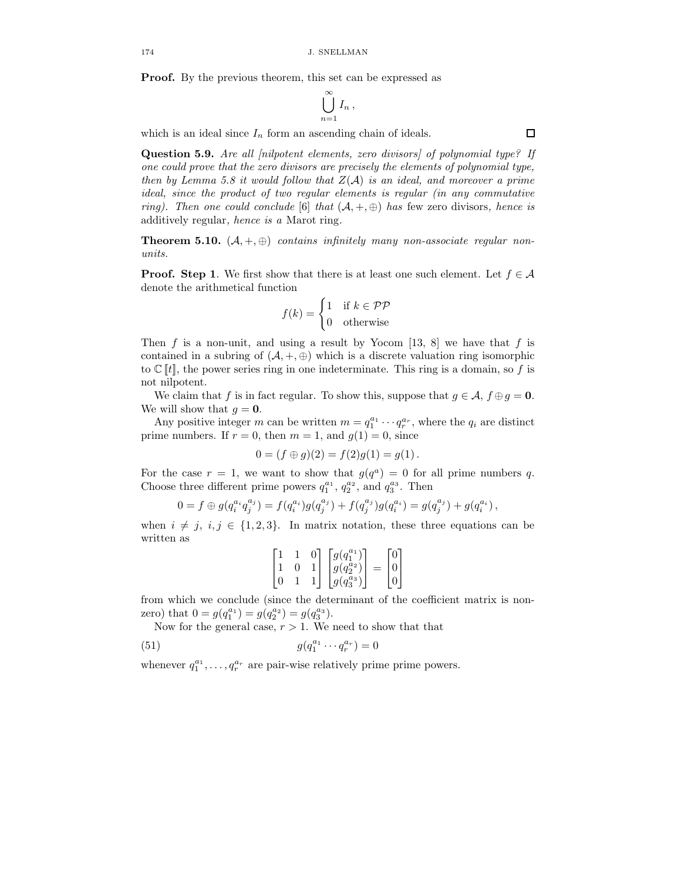**Proof.** By the previous theorem, this set can be expressed as

$$\bigcup_{n=1}^{\infty} I_n \,,$$

which is an ideal since $I_n$ form an ascending chain of ideals. □

**Question 5.9.** *Are all [nilpotent elements, zero divisors] of polynomial type? If one could prove that the zero divisors are precisely the elements of polynomial type, then by Lemma 5.8 it would follow that $Z(\mathcal{A})$ is an ideal, and moreover a prime ideal, since the product of two regular elements is regular (in any commutative ring). Then one could conclude* [6] *that $(\mathcal{A}, +, \oplus)$ has* few zero divisors*, hence is* additively regular*, hence is a* Marot ring.

**Theorem 5.10.** *$(\mathcal{A}, +, \oplus)$ contains infinitely many non-associate regular non-units.*

**Proof. Step 1**. We first show that there is at least one such element. Let $f \in \mathcal{A}$ denote the arithmetical function

$$f(k) = \begin{cases} 1 & \text{if } k \in \mathcal{PP} \\ 0 & \text{otherwise} \end{cases}$$

Then $f$ is a non-unit, and using a result by Yocom [13, 8] we have that $f$ is contained in a subring of $(\mathcal{A}, +, \oplus)$ which is a discrete valuation ring isomorphic to $\mathbb{C}[\![t]\!]$, the power series ring in one indeterminate. This ring is a domain, so $f$ is not nilpotent.

We claim that $f$ is in fact regular. To show this, suppose that $g \in \mathcal{A}$, $f \oplus g = \mathbf{0}$. We will show that $g = \mathbf{0}$.

Any positive integer $m$ can be written $m = q_1^{a_1} \cdots q_r^{a_r}$, where the $q_i$ are distinct prime numbers. If $r = 0$, then $m = 1$, and $g(1) = 0$, since

$$0 = (f \oplus g)(2) = f(2)g(1) = g(1)\,.$$

For the case $r = 1$, we want to show that $g(q^a) = 0$ for all prime numbers $q$. Choose three different prime powers $q_1^{a_1}$, $q_2^{a_2}$, and $q_3^{a_3}$. Then

$$0 = f \oplus g(q_i^{a_i} q_j^{a_j}) = f(q_i^{a_i})g(q_j^{a_j}) + f(q_j^{a_j})g(q_i^{a_i}) = g(q_j^{a_j}) + g(q_i^{a_i})\,,$$

when $i \neq j$, $i, j \in \{1, 2, 3\}$. In matrix notation, these three equations can be written as

$$\begin{bmatrix} 1 & 1 & 0 \\ 1 & 0 & 1 \\ 0 & 1 & 1 \end{bmatrix} \begin{bmatrix} g(q_1^{a_1}) \\ g(q_2^{a_2}) \\ g(q_3^{a_3}) \end{bmatrix} = \begin{bmatrix} 0 \\ 0 \\ 0 \end{bmatrix}$$

from which we conclude (since the determinant of the coefficient matrix is non-zero) that $0 = g(q_1^{a_1}) = g(q_2^{a_2}) = g(q_3^{a_3})$.

Now for the general case, $r > 1$. We need to show that that

$$g(q_1^{a_1} \cdots q_r^{a_r}) = 0 \tag{51}$$

whenever $q_1^{a_1}, \ldots, q_r^{a_r}$ are pair-wise relatively prime prime powers.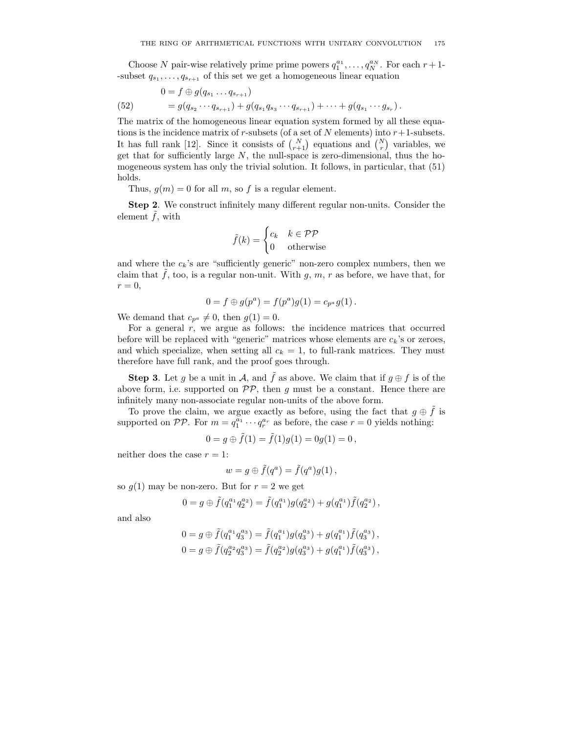Choose $N$ pair-wise relatively prime prime powers $q_1^{a_1}, \dots, q_N^{a_N}$. For each $r+1$--subset $q_{s_1}, \dots, q_{s_{r+1}}$ of this set we get a homogeneous linear equation

$$
\begin{aligned}
0 &= f \oplus g(q_{s_1} \dots q_{s_{r+1}}) \\
&= g(q_{s_2} \cdots q_{s_{r+1}}) + g(q_{s_1} q_{s_3} \cdots q_{s_{r+1}}) + \cdots + g(q_{s_1} \cdots g_{s_r}) \,.
\end{aligned}
\tag{52}
$$

The matrix of the homogeneous linear equation system formed by all these equations is the incidence matrix of $r$-subsets (of a set of $N$ elements) into $r+1$-subsets. It has full rank [12]. Since it consists of $\binom{N}{r+1}$ equations and $\binom{N}{r}$ variables, we get that for sufficiently large $N$, the null-space is zero-dimensional, thus the homogeneous system has only the trivial solution. It follows, in particular, that (51) holds.

Thus, $g(m) = 0$ for all $m$, so $f$ is a regular element.

**Step 2**. We construct infinitely many different regular non-units. Consider the element $\tilde{f}$, with

$$
\tilde{f}(k) = \begin{cases} c_k & k \in \mathcal{PP} \\ 0 & \text{otherwise} \end{cases}
$$

and where the $c_k$'s are "sufficiently generic" non-zero complex numbers, then we claim that $\tilde{f}$, too, is a regular non-unit. With $g$, $m$, $r$ as before, we have that, for $r = 0$,

$$
0 = f \oplus g(p^a) = f(p^a) g(1) = c_{p^a} g(1) \,.
$$

We demand that $c_{p^a} \neq 0$, then $g(1) = 0$.

For a general $r$, we argue as follows: the incidence matrices that occurred before will be replaced with "generic" matrices whose elements are $c_k$'s or zeroes, and which specialize, when setting all $c_k = 1$, to full-rank matrices. They must therefore have full rank, and the proof goes through.

**Step 3**. Let $g$ be a unit in $\mathcal{A}$, and $\tilde{f}$ as above. We claim that if $g \oplus f$ is of the above form, i.e. supported on $\mathcal{PP}$, then $g$ must be a constant. Hence there are infinitely many non-associate regular non-units of the above form.

To prove the claim, we argue exactly as before, using the fact that $g \oplus \tilde{f}$ is supported on $\mathcal{PP}$. For $m = q_1^{a_1} \cdots q_r^{a_r}$ as before, the case $r = 0$ yields nothing:

$$
0 = g \oplus \tilde{f}(1) = \tilde{f}(1) g(1) = 0 g(1) = 0 \,,
$$

neither does the case $r = 1$:

$$
w = g \oplus \tilde{f}(q^a) = \tilde{f}(q^a) g(1) \,,
$$

so $g(1)$ may be non-zero. But for $r = 2$ we get

$$
0 = g \oplus \tilde{f}(q_1^{a_1} q_2^{a_2}) = \tilde{f}(q_1^{a_1}) g(q_2^{a_2}) + g(q_1^{a_1}) \tilde{f}(q_2^{a_2}) \,,
$$

and also

$$
\begin{aligned}
0 &= g \oplus \tilde{f}(q_1^{a_1} q_3^{a_3}) = \tilde{f}(q_1^{a_1}) g(q_3^{a_3}) + g(q_1^{a_1}) \tilde{f}(q_3^{a_3}) \,, \\
0 &= g \oplus \tilde{f}(q_2^{a_2} q_3^{a_3}) = \tilde{f}(q_2^{a_2}) g(q_3^{a_3}) + g(q_1^{a_1}) \tilde{f}(q_3^{a_3}) \,,
\end{aligned}
$$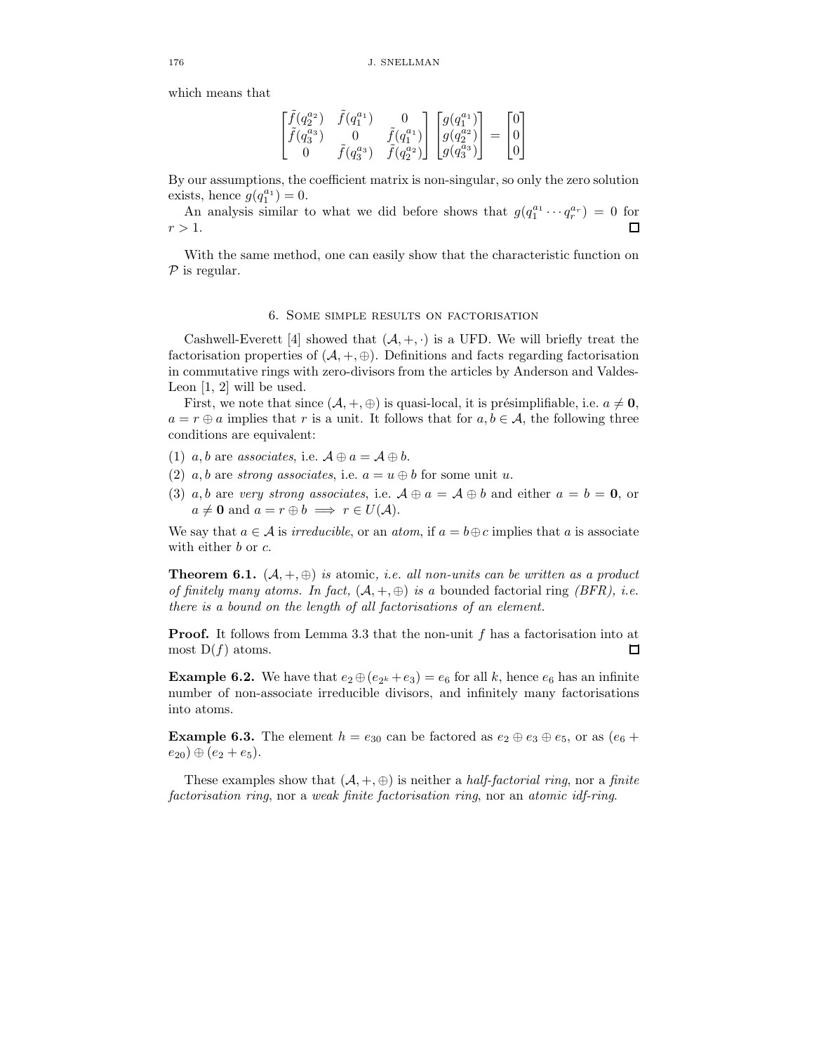which means that

$$\begin{bmatrix} \tilde{f}(q_2^{a_2}) & \tilde{f}(q_1^{a_1}) & 0 \\ \tilde{f}(q_3^{a_3}) & 0 & \tilde{f}(q_1^{a_1}) \\ 0 & \tilde{f}(q_3^{a_3}) & \tilde{f}(q_2^{a_2}) \end{bmatrix} \begin{bmatrix} g(q_1^{a_1}) \\ g(q_2^{a_2}) \\ g(q_3^{a_3}) \end{bmatrix} = \begin{bmatrix} 0 \\ 0 \\ 0 \end{bmatrix}$$

By our assumptions, the coefficient matrix is non-singular, so only the zero solution exists, hence $g(q_1^{a_1}) = 0$.

An analysis similar to what we did before shows that $g(q_1^{a_1} \cdots q_r^{a_r}) = 0$ for $r > 1$. □

With the same method, one can easily show that the characteristic function on $\mathcal{P}$ is regular.

## 6. Some simple results on factorisation

Cashwell-Everett [4] showed that $(\mathcal{A}, +, \cdot)$ is a UFD. We will briefly treat the factorisation properties of $(\mathcal{A}, +, \oplus)$. Definitions and facts regarding factorisation in commutative rings with zero-divisors from the articles by Anderson and Valdes-Leon [1, 2] will be used.

First, we note that since $(\mathcal{A}, +, \oplus)$ is quasi-local, it is présimplifiable, i.e. $a \neq \mathbf{0}$, $a = r \oplus a$ implies that $r$ is a unit. It follows that for $a, b \in \mathcal{A}$, the following three conditions are equivalent:

1. $a, b$ are *associates*, i.e. $\mathcal{A} \oplus a = \mathcal{A} \oplus b$.
2. $a, b$ are *strong associates*, i.e. $a = u \oplus b$ for some unit $u$.
3. $a, b$ are *very strong associates*, i.e. $\mathcal{A} \oplus a = \mathcal{A} \oplus b$ and either $a = b = \mathbf{0}$, or $a \neq \mathbf{0}$ and $a = r \oplus b \implies r \in U(\mathcal{A})$.

We say that $a \in \mathcal{A}$ is *irreducible*, or an *atom*, if $a = b \oplus c$ implies that $a$ is associate with either $b$ or $c$.

**Theorem 6.1.** $(\mathcal{A}, +, \oplus)$ *is* atomic*, i.e. all non-units can be written as a product of finitely many atoms. In fact,* $(\mathcal{A}, +, \oplus)$ *is a* bounded factorial ring *(BFR), i.e. there is a bound on the length of all factorisations of an element.*

**Proof.** It follows from Lemma 3.3 that the non-unit $f$ has a factorisation into at most $\mathrm{D}(f)$ atoms. □

**Example 6.2.** We have that $e_2 \oplus (e_{2^k} + e_3) = e_6$ for all $k$, hence $e_6$ has an infinite number of non-associate irreducible divisors, and infinitely many factorisations into atoms.

**Example 6.3.** The element $h = e_{30}$ can be factored as $e_2 \oplus e_3 \oplus e_5$, or as $(e_6 + e_{20}) \oplus (e_2 + e_5)$.

These examples show that $(\mathcal{A}, +, \oplus)$ is neither a *half-factorial ring*, nor a *finite factorisation ring*, nor a *weak finite factorisation ring*, nor an *atomic idf-ring*.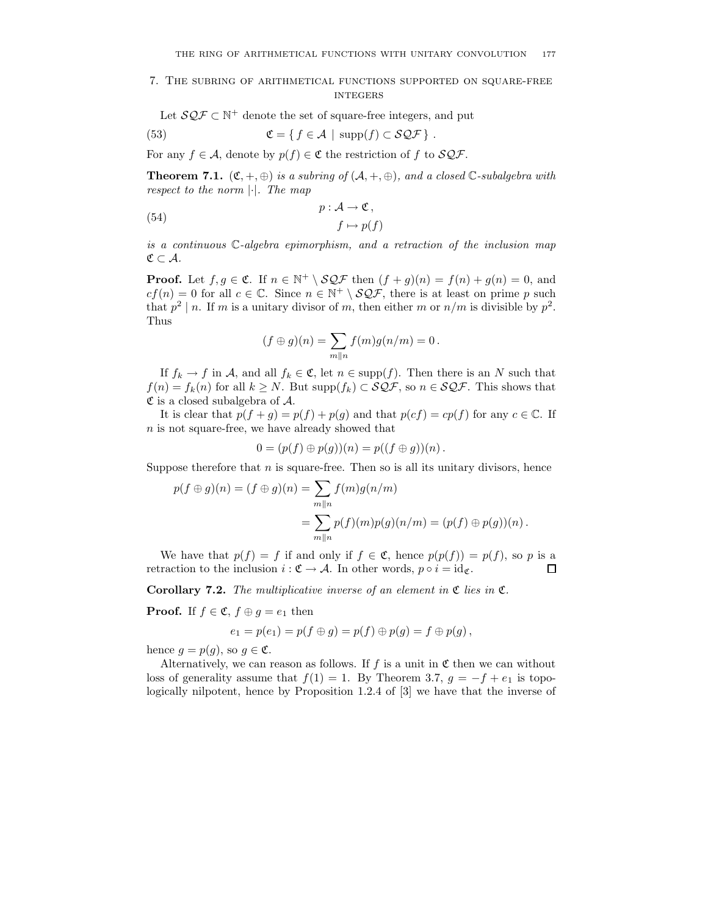## 7. The subring of arithmetical functions supported on square-free integers

Let $\mathcal{SQF} \subset \mathbb{N}^+$ denote the set of square-free integers, and put

$$\mathfrak{C} = \{ f \in \mathcal{A} \mid \operatorname{supp}(f) \subset \mathcal{SQF} \} . \tag{53}$$

For any $f \in \mathcal{A}$, denote by $p(f) \in \mathfrak{C}$ the restriction of $f$ to $\mathcal{SQF}$.

**Theorem 7.1.** *$(\mathfrak{C}, +, \oplus)$ is a subring of $(\mathcal{A}, +, \oplus)$, and a closed $\mathbb{C}$-subalgebra with respect to the norm $|\cdot|$. The map*

$$\begin{aligned} p : \mathcal{A} &\to \mathfrak{C} \,, \\ f &\mapsto p(f) \end{aligned} \tag{54}$$

*is a continuous $\mathbb{C}$-algebra epimorphism, and a retraction of the inclusion map $\mathfrak{C} \subset \mathcal{A}$.*

**Proof.** Let $f, g \in \mathfrak{C}$. If $n \in \mathbb{N}^+ \setminus \mathcal{SQF}$ then $(f+g)(n) = f(n) + g(n) = 0$, and $cf(n) = 0$ for all $c \in \mathbb{C}$. Since $n \in \mathbb{N}^+ \setminus \mathcal{SQF}$, there is at least on prime $p$ such that $p^2 \mid n$. If $m$ is a unitary divisor of $m$, then either $m$ or $n/m$ is divisible by $p^2$. Thus

$$(f \oplus g)(n) = \sum_{m \| n} f(m) g(n/m) = 0 \,.$$

If $f_k \to f$ in $\mathcal{A}$, and all $f_k \in \mathfrak{C}$, let $n \in \operatorname{supp}(f)$. Then there is an $N$ such that $f(n) = f_k(n)$ for all $k \geq N$. But $\operatorname{supp}(f_k) \subset \mathcal{SQF}$, so $n \in \mathcal{SQF}$. This shows that $\mathfrak{C}$ is a closed subalgebra of $\mathcal{A}$.

It is clear that $p(f+g) = p(f) + p(g)$ and that $p(cf) = cp(f)$ for any $c \in \mathbb{C}$. If $n$ is not square-free, we have already showed that

$$0 = (p(f) \oplus p(g))(n) = p((f \oplus g))(n) \,.$$

Suppose therefore that $n$ is square-free. Then so is all its unitary divisors, hence

$$\begin{aligned} p(f \oplus g)(n) = (f \oplus g)(n) &= \sum_{m \| n} f(m) g(n/m) \\ &= \sum_{m \| n} p(f)(m) p(g)(n/m) = (p(f) \oplus p(g))(n) \,. \end{aligned}$$

We have that $p(f) = f$ if and only if $f \in \mathfrak{C}$, hence $p(p(f)) = p(f)$, so $p$ is a retraction to the inclusion $i : \mathfrak{C} \to \mathcal{A}$. In other words, $p \circ i = \mathrm{id}_{\mathfrak{C}}$. ☐

**Corollary 7.2.** *The multiplicative inverse of an element in $\mathfrak{C}$ lies in $\mathfrak{C}$.*

**Proof.** If $f \in \mathfrak{C}$, $f \oplus g = e_1$ then

$$e_1 = p(e_1) = p(f \oplus g) = p(f) \oplus p(g) = f \oplus p(g) \,,$$

hence $g = p(g)$, so $g \in \mathfrak{C}$.

Alternatively, we can reason as follows. If $f$ is a unit in $\mathfrak{C}$ then we can without loss of generality assume that $f(1) = 1$. By Theorem 3.7, $g = -f + e_1$ is topologically nilpotent, hence by Proposition 1.2.4 of [3] we have that the inverse of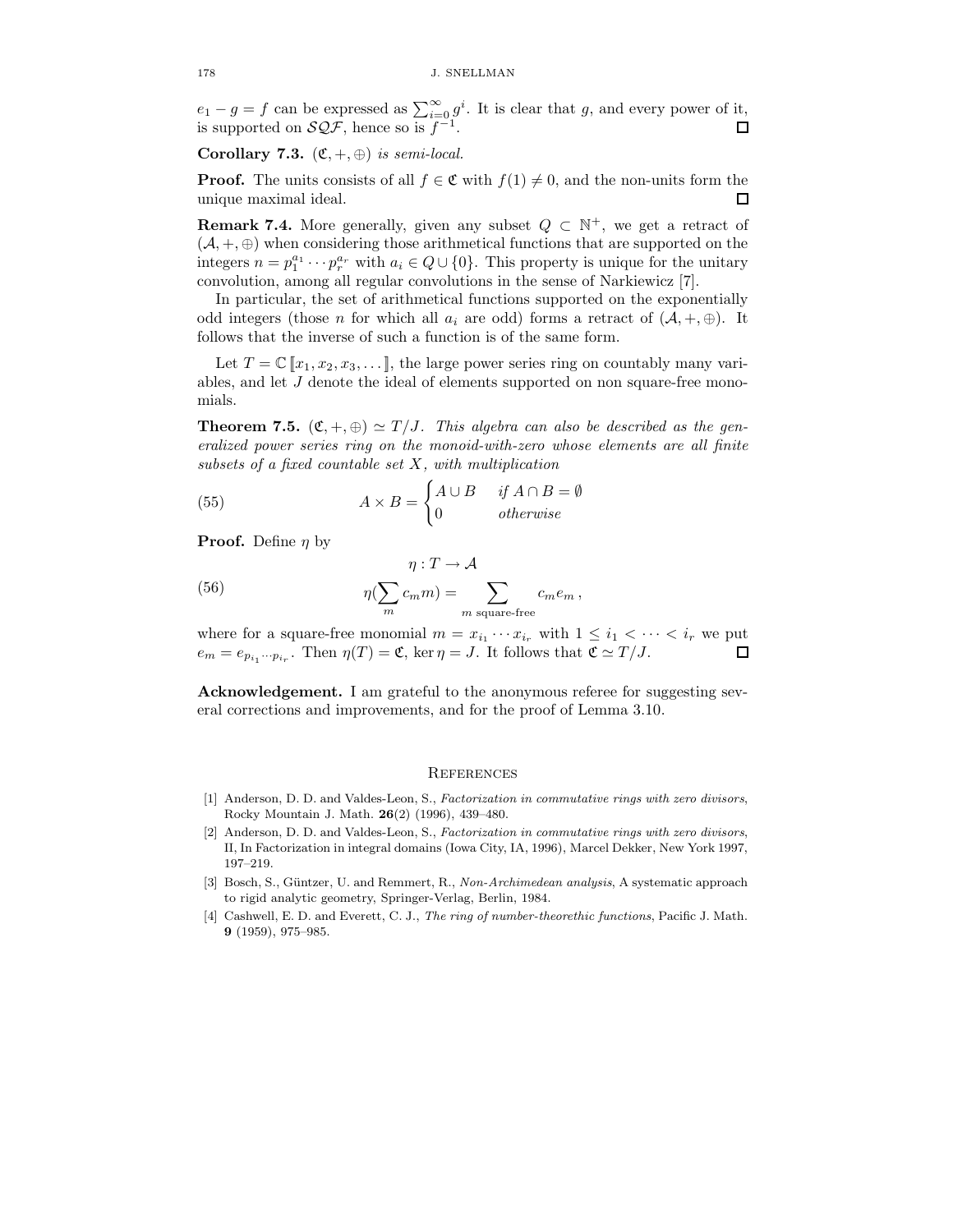$e_1 - g = f$ can be expressed as $\sum_{i=0}^{\infty} g^i$. It is clear that $g$, and every power of it, is supported on $\mathcal{SQF}$, hence so is $f^{-1}$. ☐

**Corollary 7.3.** *$(\mathfrak{C}, +, \oplus)$ is semi-local.*

**Proof.** The units consists of all $f \in \mathfrak{C}$ with $f(1) \neq 0$, and the non-units form the unique maximal ideal. ☐

**Remark 7.4.** More generally, given any subset $Q \subset \mathbb{N}^+$, we get a retract of $(\mathcal{A}, +, \oplus)$ when considering those arithmetical functions that are supported on the integers $n = p_1^{a_1} \cdots p_r^{a_r}$ with $a_i \in Q \cup \{0\}$. This property is unique for the unitary convolution, among all regular convolutions in the sense of Narkiewicz [7].

In particular, the set of arithmetical functions supported on the exponentially odd integers (those $n$ for which all $a_i$ are odd) forms a retract of $(\mathcal{A}, +, \oplus)$. It follows that the inverse of such a function is of the same form.

Let $T = \mathbb{C}[\![x_1, x_2, x_3, \dots]\!]$, the large power series ring on countably many variables, and let $J$ denote the ideal of elements supported on non square-free monomials.

**Theorem 7.5.** *$(\mathfrak{C}, +, \oplus) \simeq T/J$. This algebra can also be described as the generalized power series ring on the monoid-with-zero whose elements are all finite subsets of a fixed countable set $X$, with multiplication*

$$A \times B = \begin{cases} A \cup B & \text{if } A \cap B = \emptyset \\ 0 & \text{otherwise} \end{cases} \tag{55}$$

**Proof.** Define $\eta$ by

$$\begin{gathered} \eta : T \to \mathcal{A} \\ \eta(\sum_m c_m m) = \sum_{m \text{ square-free}} c_m e_m \,, \end{gathered} \tag{56}$$

where for a square-free monomial $m = x_{i_1} \cdots x_{i_r}$ with $1 \leq i_1 < \cdots < i_r$ we put $e_m = e_{p_{i_1} \cdots p_{i_r}}$. Then $\eta(T) = \mathfrak{C}$, $\ker \eta = J$. It follows that $\mathfrak{C} \simeq T/J$. ☐

**Acknowledgement.** I am grateful to the anonymous referee for suggesting several corrections and improvements, and for the proof of Lemma 3.10.

## References

[1] Anderson, D. D. and Valdes-Leon, S., *Factorization in commutative rings with zero divisors*, Rocky Mountain J. Math. **26**(2) (1996), 439–480.

[2] Anderson, D. D. and Valdes-Leon, S., *Factorization in commutative rings with zero divisors*, II, In Factorization in integral domains (Iowa City, IA, 1996), Marcel Dekker, New York 1997, 197–219.

[3] Bosch, S., Güntzer, U. and Remmert, R., *Non-Archimedean analysis*, A systematic approach to rigid analytic geometry, Springer-Verlag, Berlin, 1984.

[4] Cashwell, E. D. and Everett, C. J., *The ring of number-theorethic functions*, Pacific J. Math. **9** (1959), 975–985.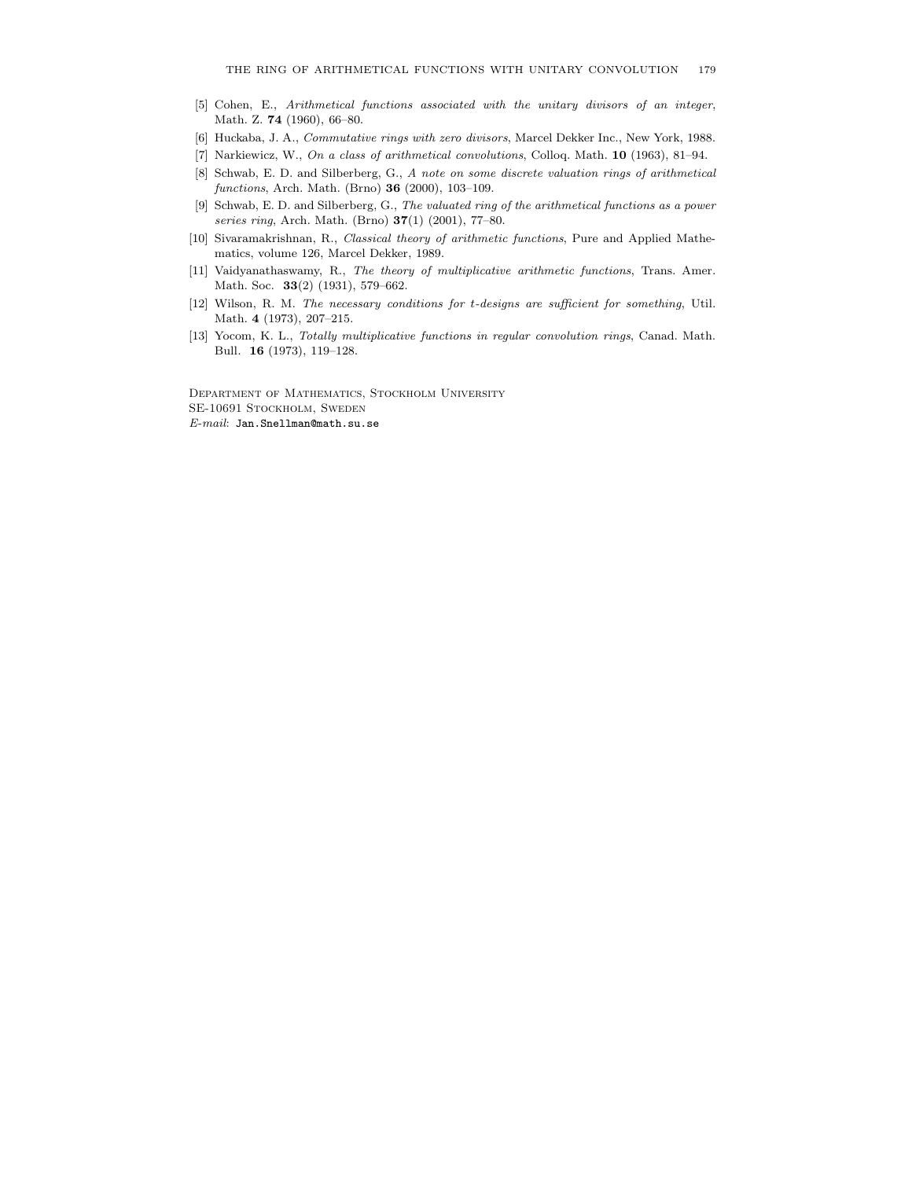[5] Cohen, E., *Arithmetical functions associated with the unitary divisors of an integer*, Math. Z. **74** (1960), 66–80.

[6] Huckaba, J. A., *Commutative rings with zero divisors*, Marcel Dekker Inc., New York, 1988.

[7] Narkiewicz, W., *On a class of arithmetical convolutions*, Colloq. Math. **10** (1963), 81–94.

[8] Schwab, E. D. and Silberberg, G., *A note on some discrete valuation rings of arithmetical functions*, Arch. Math. (Brno) **36** (2000), 103–109.

[9] Schwab, E. D. and Silberberg, G., *The valuated ring of the arithmetical functions as a power series ring*, Arch. Math. (Brno) **37**(1) (2001), 77–80.

[10] Sivaramakrishnan, R., *Classical theory of arithmetic functions*, Pure and Applied Mathematics, volume 126, Marcel Dekker, 1989.

[11] Vaidyanathaswamy, R., *The theory of multiplicative arithmetic functions*, Trans. Amer. Math. Soc. **33**(2) (1931), 579–662.

[12] Wilson, R. M. *The necessary conditions for t-designs are sufficient for something*, Util. Math. **4** (1973), 207–215.

[13] Yocom, K. L., *Totally multiplicative functions in regular convolution rings*, Canad. Math. Bull. **16** (1973), 119–128.

Department of Mathematics, Stockholm University
SE-10691 Stockholm, Sweden
*E-mail*: Jan.Snellman@math.su.se